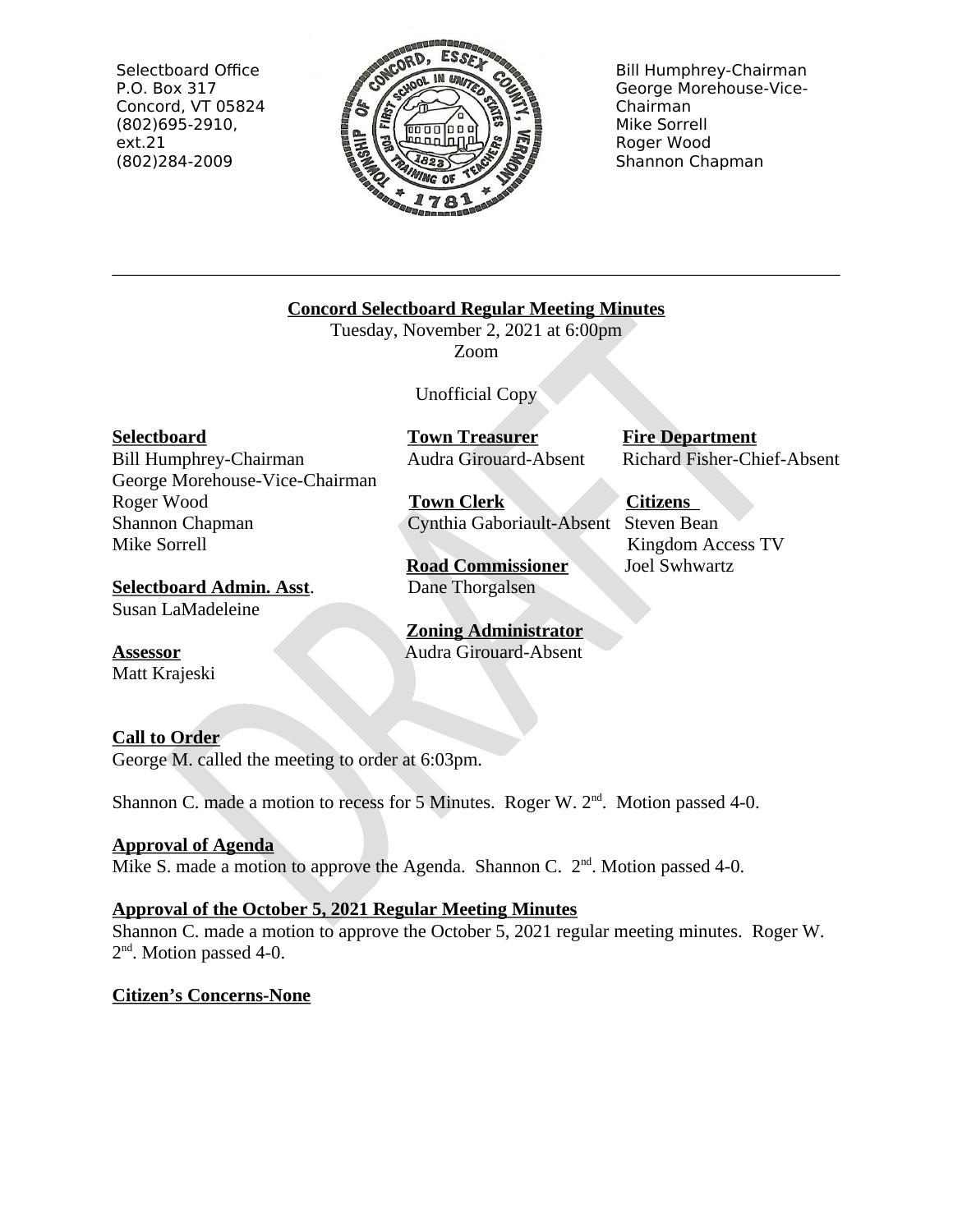Selectbard Office
P.O. Box 317
Concord, VT 05824
(802)695-2910, ext.21
(802)284-2009

Bill Humphrey-Chairman
George Morehouse-Vice-Chairman
Mike Sorrell
Roger Wood
Shannon Chapman

---

**Concord Selectboard Regular Meeting Minutes**
Tuesday, November 2, 2021 at 6:00pm
Zoom

Unofficial Copy

**Selectboard**
Bill Humphrey-Chairman
George Morehouse-Vice-Chairman
Roger Wood
Shannon Chapman
Mike Sorrell

**Selectboard Admin. Asst.**
Susan LaMadeleine

**Assessor**
Matt Krajeski

**Town Treasurer**
Audra Girouard-Absent

**Town Clerk**
Cynthia Gaboriault-Absent

**Road Commissioner**
Dane Thorgalsen

**Zoning Administrator**
Audra Girouard-Absent

**Fire Department**
Richard Fisher-Chief-Absent

**Citizens**
Steven Bean
Kingdom Access TV
Joel Swhwartz

**Call to Order**

George M. called the meeting to order at 6:03pm.

Shannon C. made a motion to recess for 5 Minutes. Roger W. 2nd. Motion passed 4-0.

**Approval of Agenda**

Mike S. made a motion to approve the Agenda. Shannon C. 2nd. Motion passed 4-0.

**Approval of the October 5, 2021 Regular Meeting Minutes**

Shannon C. made a motion to approve the October 5, 2021 regular meeting minutes. Roger W. 2nd. Motion passed 4-0.

**Citizen's Concerns-None**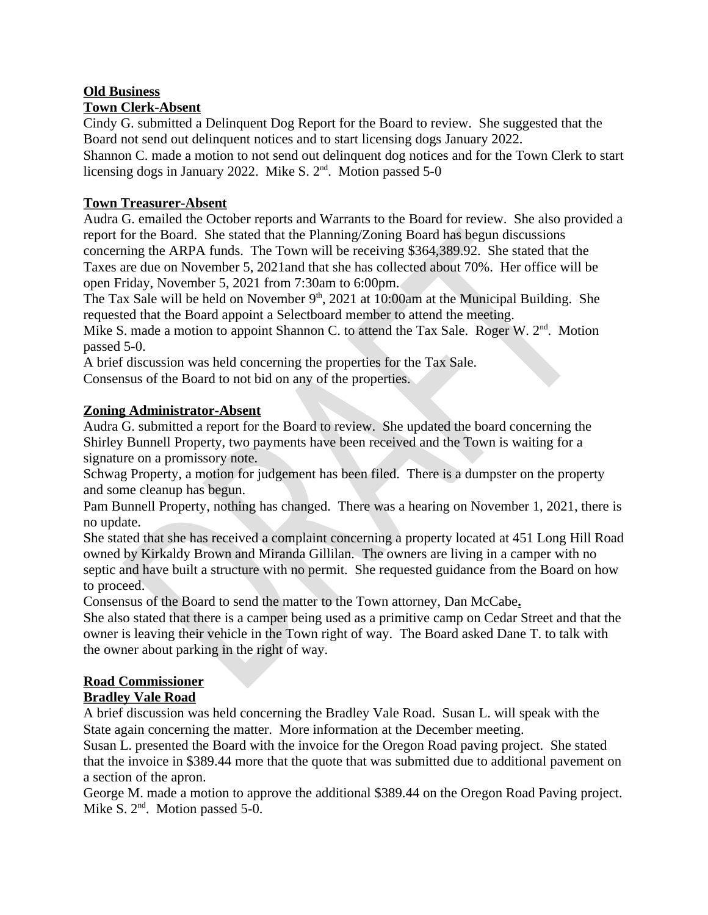**Old Business**

**Town Clerk-Absent**

Cindy G. submitted a Delinquent Dog Report for the Board to review. She suggested that the Board not send out delinquent notices and to start licensing dogs January 2022.
Shannon C. made a motion to not send out delinquent dog notices and for the Town Clerk to start licensing dogs in January 2022. Mike S. 2nd. Motion passed 5-0

**Town Treasurer-Absent**

Audra G. emailed the October reports and Warrants to the Board for review. She also provided a report for the Board. She stated that the Planning/Zoning Board has begun discussions concerning the ARPA funds. The Town will be receiving $364,389.92. She stated that the Taxes are due on November 5, 2021and that she has collected about 70%. Her office will be open Friday, November 5, 2021 from 7:30am to 6:00pm.
The Tax Sale will be held on November 9th, 2021 at 10:00am at the Municipal Building. She requested that the Board appoint a Selectboard member to attend the meeting.
Mike S. made a motion to appoint Shannon C. to attend the Tax Sale. Roger W. 2nd. Motion passed 5-0.
A brief discussion was held concerning the properties for the Tax Sale.
Consensus of the Board to not bid on any of the properties.

**Zoning Administrator-Absent**

Audra G. submitted a report for the Board to review. She updated the board concerning the Shirley Bunnell Property, two payments have been received and the Town is waiting for a signature on a promissory note.
Schwag Property, a motion for judgement has been filed. There is a dumpster on the property and some cleanup has begun.
Pam Bunnell Property, nothing has changed. There was a hearing on November 1, 2021, there is no update.
She stated that she has received a complaint concerning a property located at 451 Long Hill Road owned by Kirkaldy Brown and Miranda Gillilan. The owners are living in a camper with no septic and have built a structure with no permit. She requested guidance from the Board on how to proceed.
Consensus of the Board to send the matter to the Town attorney, Dan McCabe**.**
She also stated that there is a camper being used as a primitive camp on Cedar Street and that the owner is leaving their vehicle in the Town right of way. The Board asked Dane T. to talk with the owner about parking in the right of way.

**Road Commissioner**

**Bradley Vale Road**

A brief discussion was held concerning the Bradley Vale Road. Susan L. will speak with the State again concerning the matter. More information at the December meeting.
Susan L. presented the Board with the invoice for the Oregon Road paving project. She stated that the invoice in $389.44 more that the quote that was submitted due to additional pavement on a section of the apron.
George M. made a motion to approve the additional $389.44 on the Oregon Road Paving project. Mike S. 2nd. Motion passed 5-0.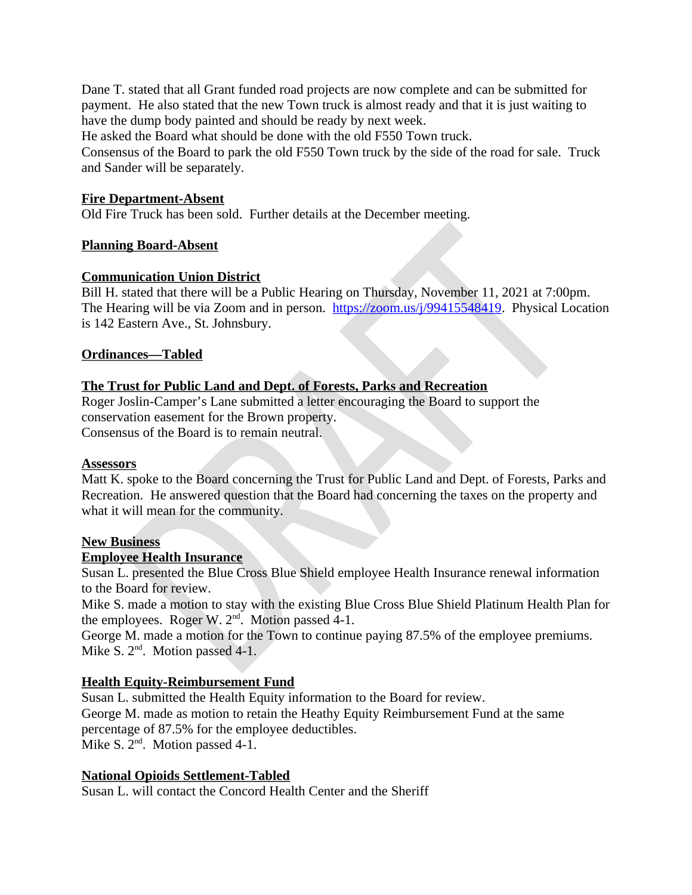Dane T. stated that all Grant funded road projects are now complete and can be submitted for payment. He also stated that the new Town truck is almost ready and that it is just waiting to have the dump body painted and should be ready by next week.
He asked the Board what should be done with the old F550 Town truck.
Consensus of the Board to park the old F550 Town truck by the side of the road for sale. Truck and Sander will be separately.

**Fire Department-Absent**
Old Fire Truck has been sold. Further details at the December meeting.

**Planning Board-Absent**

**Communication Union District**
Bill H. stated that there will be a Public Hearing on Thursday, November 11, 2021 at 7:00pm. The Hearing will be via Zoom and in person. [https://zoom.us/j/99415548419](https://zoom.us/j/99415548419). Physical Location is 142 Eastern Ave., St. Johnsbury.

**Ordinances—Tabled**

**The Trust for Public Land and Dept. of Forests, Parks and Recreation**
Roger Joslin-Camper's Lane submitted a letter encouraging the Board to support the conservation easement for the Brown property.
Consensus of the Board is to remain neutral.

**Assessors**
Matt K. spoke to the Board concerning the Trust for Public Land and Dept. of Forests, Parks and Recreation. He answered question that the Board had concerning the taxes on the property and what it will mean for the community.

**New Business**
**Employee Health Insurance**
Susan L. presented the Blue Cross Blue Shield employee Health Insurance renewal information to the Board for review.
Mike S. made a motion to stay with the existing Blue Cross Blue Shield Platinum Health Plan for the employees. Roger W. 2nd. Motion passed 4-1.
George M. made a motion for the Town to continue paying 87.5% of the employee premiums. Mike S. 2nd. Motion passed 4-1.

**Health Equity-Reimbursement Fund**
Susan L. submitted the Health Equity information to the Board for review.
George M. made as motion to retain the Heathy Equity Reimbursement Fund at the same percentage of 87.5% for the employee deductibles.
Mike S. 2nd. Motion passed 4-1.

**National Opioids Settlement-Tabled**
Susan L. will contact the Concord Health Center and the Sheriff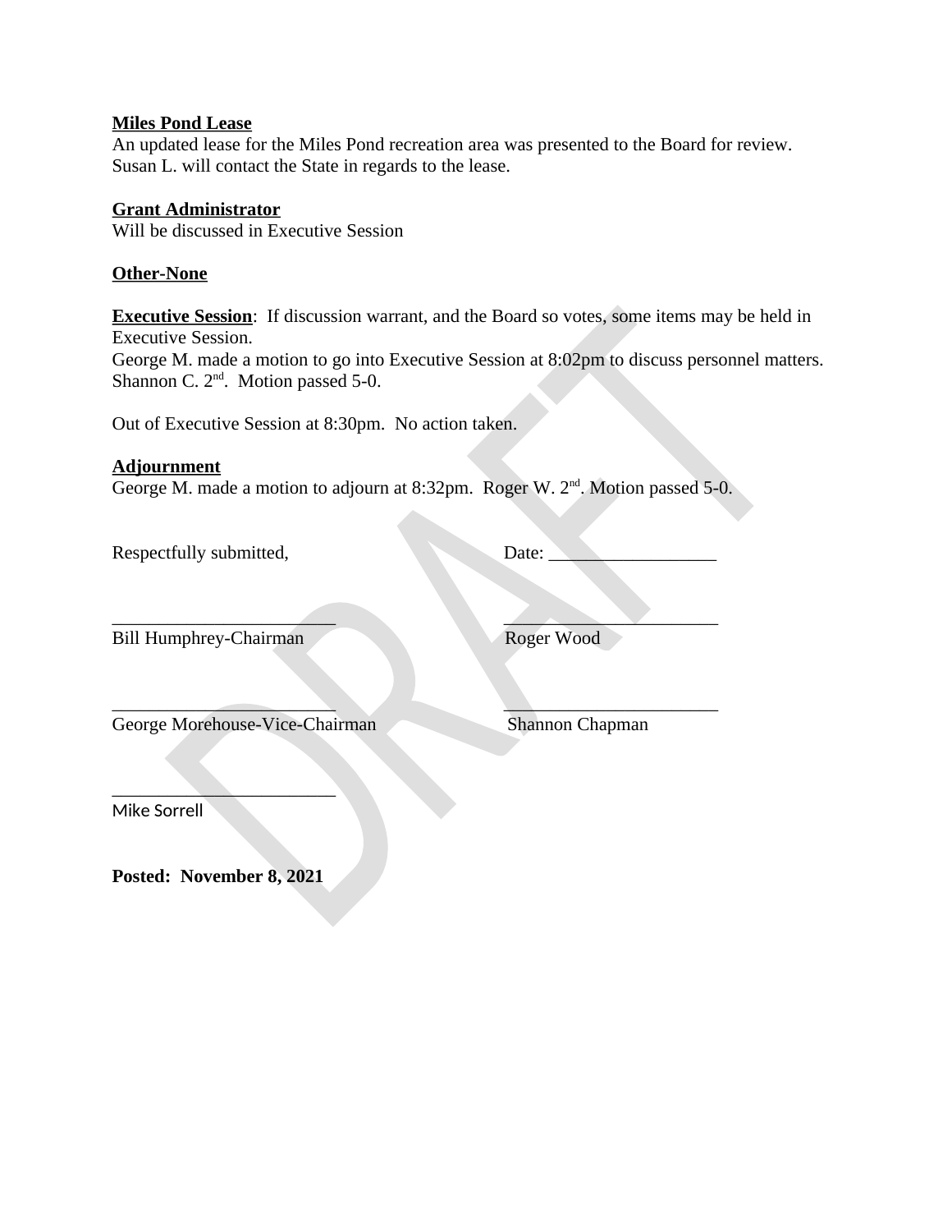**Miles Pond Lease**
An updated lease for the Miles Pond recreation area was presented to the Board for review. Susan L. will contact the State in regards to the lease.

**Grant Administrator**
Will be discussed in Executive Session

**Other-None**

**Executive Session**: If discussion warrant, and the Board so votes, some items may be held in Executive Session.
George M. made a motion to go into Executive Session at 8:02pm to discuss personnel matters. Shannon C. 2nd. Motion passed 5-0.

Out of Executive Session at 8:30pm. No action taken.

**Adjournment**
George M. made a motion to adjourn at 8:32pm. Roger W. 2nd. Motion passed 5-0.

Respectfully submitted,  Date: ___________________

________________________ ________________________
Bill Humphrey-Chairman  Roger Wood

________________________ ________________________
George Morehouse-Vice-Chairman  Shannon Chapman

________________________
Mike Sorrell

**Posted: November 8, 2021**

DRAFT